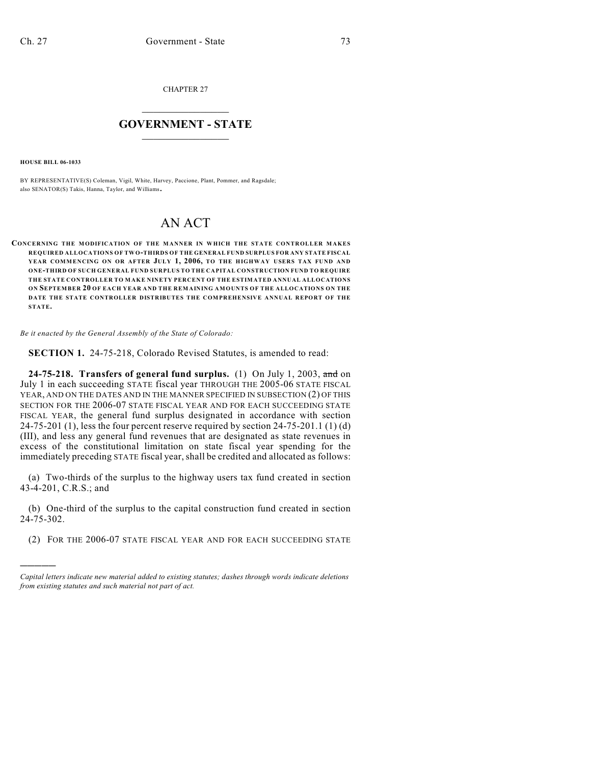CHAPTER 27

# GOVERNMENT - STATE

**HOUSE BILL 06-1033**

BY REPRESENTATIVE(S) Coleman, Vigil, White, Harvey, Paccione, Plant, Pommer, and Ragsdale; also SENATOR(S) Takis, Hanna, Taylor, and Williams.

# AN ACT

**CONCERNING THE MODIFICATION OF THE MANNER IN WHICH THE STATE CONTROLLER MAKES REQUIRED ALLOCATIONS OF TWO-THIRDS OF THE GENERAL FUND SURPLUS FOR ANY STATE FISCAL YEAR COMMENCING ON OR AFTER JULY 1, 2006, TO THE HIGHWAY USERS TAX FUND AND ONE-THIRD OF SUCH GENERAL FUND SURPLUS TO THE CAPITAL CONSTRUCTION FUND TO REQUIRE THE STATE CONTROLLER TO MAKE NINETY PERCENT OF THE ESTIMATED ANNUAL ALLOCATIONS ON SEPTEMBER 20 OF EACH YEAR AND THE REMAINING AMOUNTS OF THE ALLOCATIONS ON THE DATE THE STATE CONTROLLER DISTRIBUTES THE COMPREHENSIVE ANNUAL REPORT OF THE STATE.**

*Be it enacted by the General Assembly of the State of Colorado:*

**SECTION 1.** 24-75-218, Colorado Revised Statutes, is amended to read:

**24-75-218. Transfers of general fund surplus.** (1) On July 1, 2003, ~~and~~ on July 1 in each succeeding STATE fiscal year THROUGH THE 2005-06 STATE FISCAL YEAR, AND ON THE DATES AND IN THE MANNER SPECIFIED IN SUBSECTION (2) OF THIS SECTION FOR THE 2006-07 STATE FISCAL YEAR AND FOR EACH SUCCEEDING STATE FISCAL YEAR, the general fund surplus designated in accordance with section 24-75-201 (1), less the four percent reserve required by section 24-75-201.1 (1) (d) (III), and less any general fund revenues that are designated as state revenues in excess of the constitutional limitation on state fiscal year spending for the immediately preceding STATE fiscal year, shall be credited and allocated as follows:

(a) Two-thirds of the surplus to the highway users tax fund created in section 43-4-201, C.R.S.; and

(b) One-third of the surplus to the capital construction fund created in section 24-75-302.

(2) FOR THE 2006-07 STATE FISCAL YEAR AND FOR EACH SUCCEEDING STATE

---

*Capital letters indicate new material added to existing statutes; dashes through words indicate deletions from existing statutes and such material not part of act.*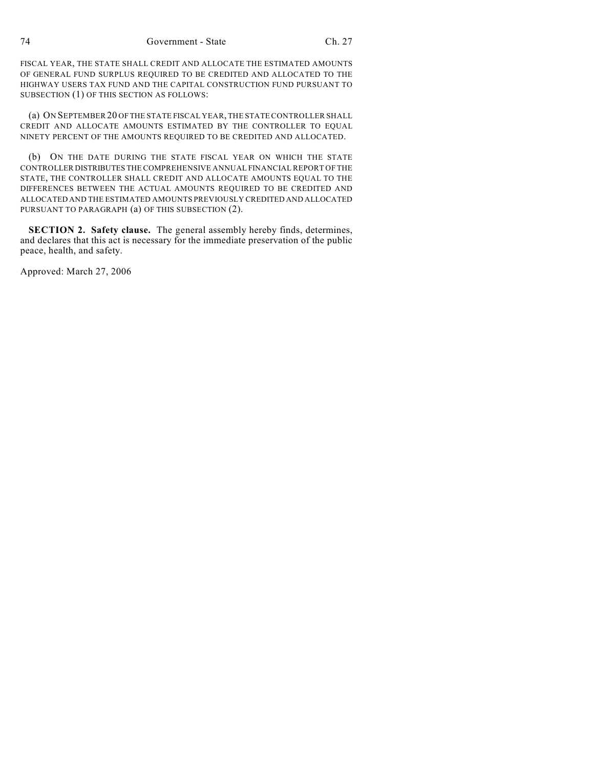FISCAL YEAR, THE STATE SHALL CREDIT AND ALLOCATE THE ESTIMATED AMOUNTS OF GENERAL FUND SURPLUS REQUIRED TO BE CREDITED AND ALLOCATED TO THE HIGHWAY USERS TAX FUND AND THE CAPITAL CONSTRUCTION FUND PURSUANT TO SUBSECTION (1) OF THIS SECTION AS FOLLOWS:

(a) ON SEPTEMBER 20 OF THE STATE FISCAL YEAR, THE STATE CONTROLLER SHALL CREDIT AND ALLOCATE AMOUNTS ESTIMATED BY THE CONTROLLER TO EQUAL NINETY PERCENT OF THE AMOUNTS REQUIRED TO BE CREDITED AND ALLOCATED.

(b) ON THE DATE DURING THE STATE FISCAL YEAR ON WHICH THE STATE CONTROLLER DISTRIBUTES THE COMPREHENSIVE ANNUAL FINANCIAL REPORT OF THE STATE, THE CONTROLLER SHALL CREDIT AND ALLOCATE AMOUNTS EQUAL TO THE DIFFERENCES BETWEEN THE ACTUAL AMOUNTS REQUIRED TO BE CREDITED AND ALLOCATED AND THE ESTIMATED AMOUNTS PREVIOUSLY CREDITED AND ALLOCATED PURSUANT TO PARAGRAPH (a) OF THIS SUBSECTION (2).

**SECTION 2. Safety clause.** The general assembly hereby finds, determines, and declares that this act is necessary for the immediate preservation of the public peace, health, and safety.

Approved: March 27, 2006